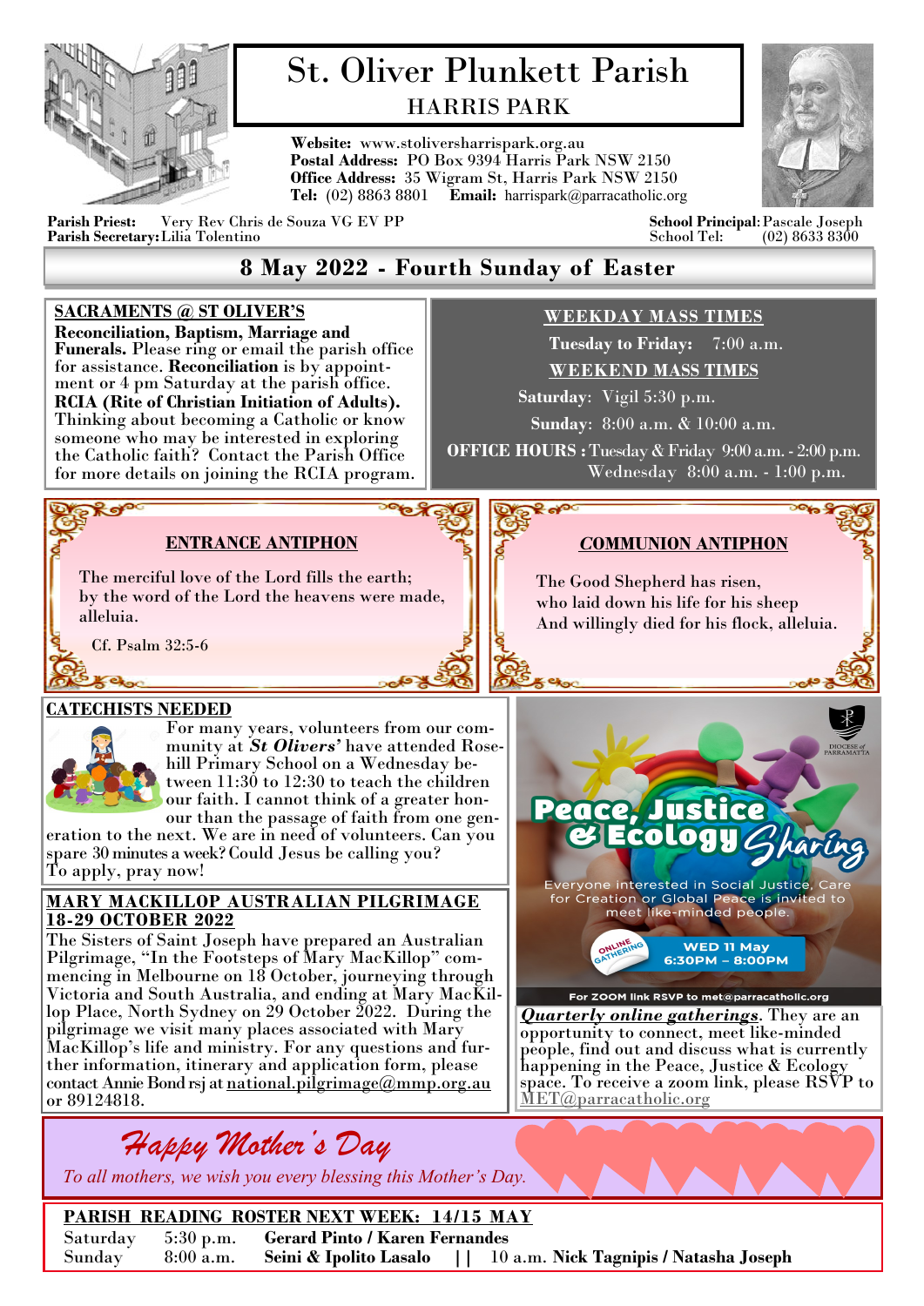# St. Oliver Plunkett Parish

## HARRIS PARK

**Website:** www.stoliversharrispark.org.au
**Postal Address:** PO Box 9394 Harris Park NSW 2150
**Office Address:** 35 Wigram St, Harris Park NSW 2150
**Tel:** (02) 8863 8801 **Email:** harrispark@parracatholic.org

**Parish Priest:** Very Rev Chris de Souza VG EV PP
**Parish Secretary:** Lilia Tolentino

**School Principal:** Pascale Joseph
School Tel: (02) 8633 8300

## 8 May 2022 - Fourth Sunday of Easter

### SACRAMENTS @ ST OLIVER'S

**Reconciliation, Baptism, Marriage and Funerals.** Please ring or email the parish office for assistance. **Reconciliation** is by appointment or 4 pm Saturday at the parish office.
**RCIA (Rite of Christian Initiation of Adults).** Thinking about becoming a Catholic or know someone who may be interested in exploring the Catholic faith? Contact the Parish Office for more details on joining the RCIA program.

### WEEKDAY MASS TIMES

**Tuesday to Friday:** 7:00 a.m.

### WEEKEND MASS TIMES

**Saturday**: Vigil 5:30 p.m.
**Sunday**: 8:00 a.m. & 10:00 a.m.

**OFFICE HOURS :** Tuesday & Friday 9:00 a.m. - 2:00 p.m.
Wednesday 8:00 a.m. - 1:00 p.m.

### ENTRANCE ANTIPHON

The merciful love of the Lord fills the earth;
by the word of the Lord the heavens were made,
alleluia.

Cf. Psalm 32:5-6

### COMMUNION ANTIPHON

The Good Shepherd has risen,
who laid down his life for his sheep
And willingly died for his flock, alleluia.

### CATECHISTS NEEDED

For many years, volunteers from our community at ***St Olivers'*** have attended Rosehill Primary School on a Wednesday between 11:30 to 12:30 to teach the children our faith. I cannot think of a greater honour than the passage of faith from one generation to the next. We are in need of volunteers. Can you spare 30 minutes a week? Could Jesus be calling you?
To apply, pray now!

### MARY MACKILLOP AUSTRALIAN PILGRIMAGE 18-29 OCTOBER 2022

The Sisters of Saint Joseph have prepared an Australian Pilgrimage, "In the Footsteps of Mary MacKillop" commencing in Melbourne on 18 October, journeying through Victoria and South Australia, and ending at Mary MacKillop Place, North Sydney on 29 October 2022. During the pilgrimage we visit many places associated with Mary MacKillop's life and ministry. For any questions and further information, itinerary and application form, please contact Annie Bond rsj at national.pilgrimage@mmp.org.au or 89124818.

### Peace, Justice & Ecology Sharing

DIOCESE of PARRAMATTA

Everyone interested in Social Justice, Care for Creation or Global Peace is invited to meet like-minded people.

ONLINE GATHERING — WED 11 May 6:30PM – 8:00PM

For ZOOM link RSVP to met@parracatholic.org

***Quarterly online gatherings***. They are an opportunity to connect, meet like-minded people, find out and discuss what is currently happening in the Peace, Justice & Ecology space. To receive a zoom link, please RSVP to MET@parracatholic.org

### *Happy Mother's Day*

*To all mothers, we wish you every blessing this Mother's Day.*

### PARISH READING ROSTER NEXT WEEK: 14/15 MAY

Saturday 5:30 p.m. **Gerard Pinto / Karen Fernandes**
Sunday 8:00 a.m. **Seini & Ipolito Lasalo** || 10 a.m. **Nick Tagnipis / Natasha Joseph**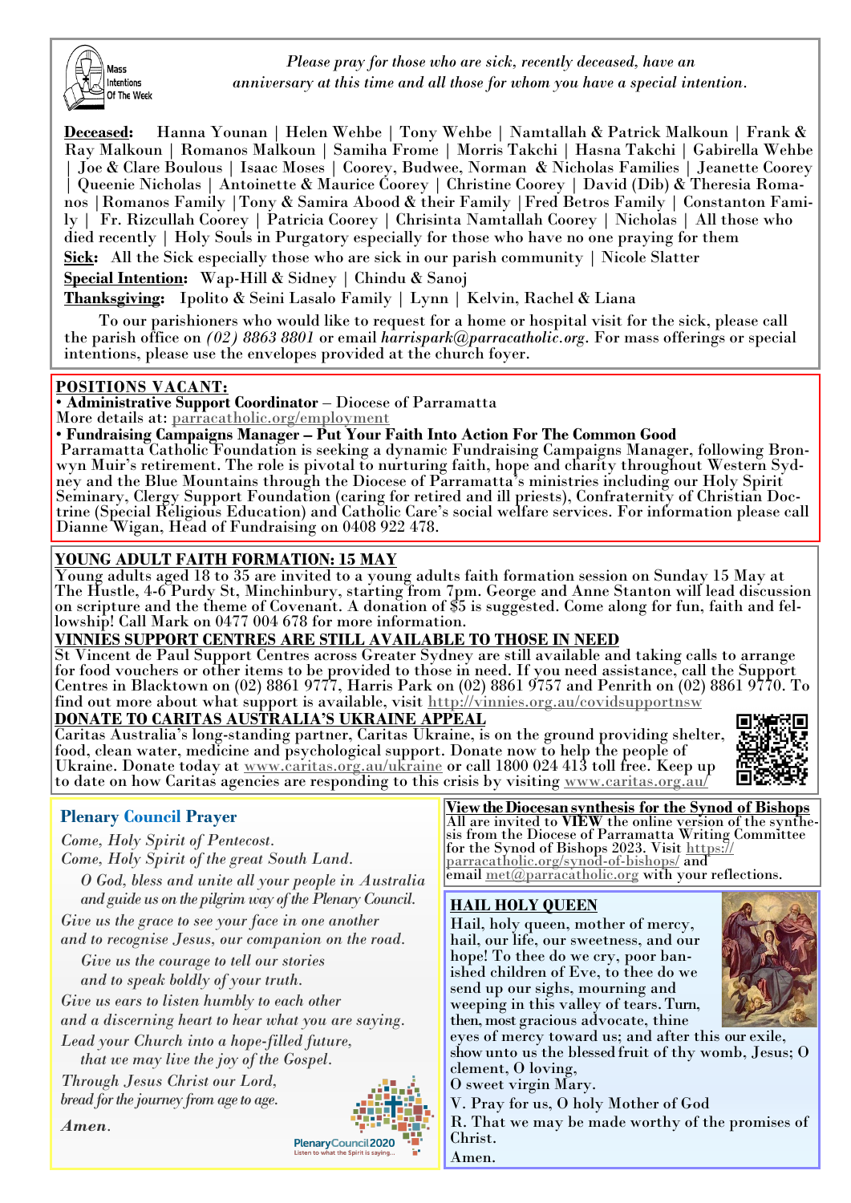*Please pray for those who are sick, recently deceased, have an anniversary at this time and all those for whom you have a special intention.*

**Deceased:** Hanna Younan | Helen Wehbe | Tony Wehbe | Namtallah & Patrick Malkoun | Frank & Ray Malkoun | Romanos Malkoun | Samiha Frome | Morris Takchi | Hasna Takchi | Gabirella Wehbe | Joe & Clare Boulous | Isaac Moses | Coorey, Budwee, Norman & Nicholas Families | Jeanette Coorey | Queenie Nicholas | Antoinette & Maurice Coorey | Christine Coorey | David (Dib) & Theresia Romanos | Romanos Family | Tony & Samira Abood & their Family | Fred Betros Family | Constanton Family | Fr. Rizcullah Coorey | Patricia Coorey | Chrisinta Namtallah Coorey | Nicholas | All those who died recently | Holy Souls in Purgatory especially for those who have no one praying for them

**Sick:** All the Sick especially those who are sick in our parish community | Nicole Slatter

**Special Intention:** Wap-Hill & Sidney | Chindu & Sanoj

**Thanksgiving:** Ipolito & Seini Lasalo Family | Lynn | Kelvin, Rachel & Liana

To our parishioners who would like to request for a home or hospital visit for the sick, please call the parish office on *(02) 8863 8801* or email *harrispark@parracatholic.org*. For mass offerings or special intentions, please use the envelopes provided at the church foyer.

## POSITIONS VACANT:

- **Administrative Support Coordinator** – Diocese of Parramatta
More details at: parracatholic.org/employment
- **Fundraising Campaigns Manager – Put Your Faith Into Action For The Common Good**
Parramatta Catholic Foundation is seeking a dynamic Fundraising Campaigns Manager, following Bronwyn Muir's retirement. The role is pivotal to nurturing faith, hope and charity throughout Western Sydney and the Blue Mountains through the Diocese of Parramatta's ministries including our Holy Spirit Seminary, Clergy Support Foundation (caring for retired and ill priests), Confraternity of Christian Doctrine (Special Religious Education) and Catholic Care's social welfare services. For information please call Dianne Wigan, Head of Fundraising on 0408 922 478.

## YOUNG ADULT FAITH FORMATION: 15 MAY

Young adults aged 18 to 35 are invited to a young adults faith formation session on Sunday 15 May at The Hustle, 4-6 Purdy St, Minchinbury, starting from 7pm. George and Anne Stanton will lead discussion on scripture and the theme of Covenant. A donation of $5 is suggested. Come along for fun, faith and fellowship! Call Mark on 0477 004 678 for more information.

## VINNIES SUPPORT CENTRES ARE STILL AVAILABLE TO THOSE IN NEED

St Vincent de Paul Support Centres across Greater Sydney are still available and taking calls to arrange for food vouchers or other items to be provided to those in need. If you need assistance, call the Support Centres in Blacktown on (02) 8861 9777, Harris Park on (02) 8861 9757 and Penrith on (02) 8861 9770. To find out more about what support is available, visit http://vinnies.org.au/covidsupportnsw

## DONATE TO CARITAS AUSTRALIA'S UKRAINE APPEAL

Caritas Australia's long-standing partner, Caritas Ukraine, is on the ground providing shelter, food, clean water, medicine and psychological support. Donate now to help the people of Ukraine. Donate today at www.caritas.org.au/ukraine or call 1800 024 413 toll free. Keep up to date on how Caritas agencies are responding to this crisis by visiting www.caritas.org.au/

## Plenary Council Prayer

*Come, Holy Spirit of Pentecost.*
*Come, Holy Spirit of the great South Land.*
*O God, bless and unite all your people in Australia and guide us on the pilgrim way of the Plenary Council.*
*Give us the grace to see your face in one another and to recognise Jesus, our companion on the road.*
*Give us the courage to tell our stories and to speak boldly of your truth.*
*Give us ears to listen humbly to each other and a discerning heart to hear what you are saying.*
*Lead your Church into a hope-filled future, that we may live the joy of the Gospel.*
*Through Jesus Christ our Lord, bread for the journey from age to age.*
*Amen.*

PlenaryCouncil2020
Listen to what the Spirit is saying...

## View the Diocesan synthesis for the Synod of Bishops

All are invited to **VIEW** the online version of the synthesis from the Diocese of Parramatta Writing Committee for the Synod of Bishops 2023. Visit https://parracatholic.org/synod-of-bishops/ and email met@parracatholic.org with your reflections.

## HAIL HOLY QUEEN

Hail, holy queen, mother of mercy, hail, our life, our sweetness, and our hope! To thee do we cry, poor banished children of Eve, to thee do we send up our sighs, mourning and weeping in this valley of tears. Turn, then, most gracious advocate, thine eyes of mercy toward us; and after this our exile, show unto us the blessed fruit of thy womb, Jesus; O clement, O loving, O sweet virgin Mary.

V. Pray for us, O holy Mother of God
R. That we may be made worthy of the promises of Christ.
Amen.